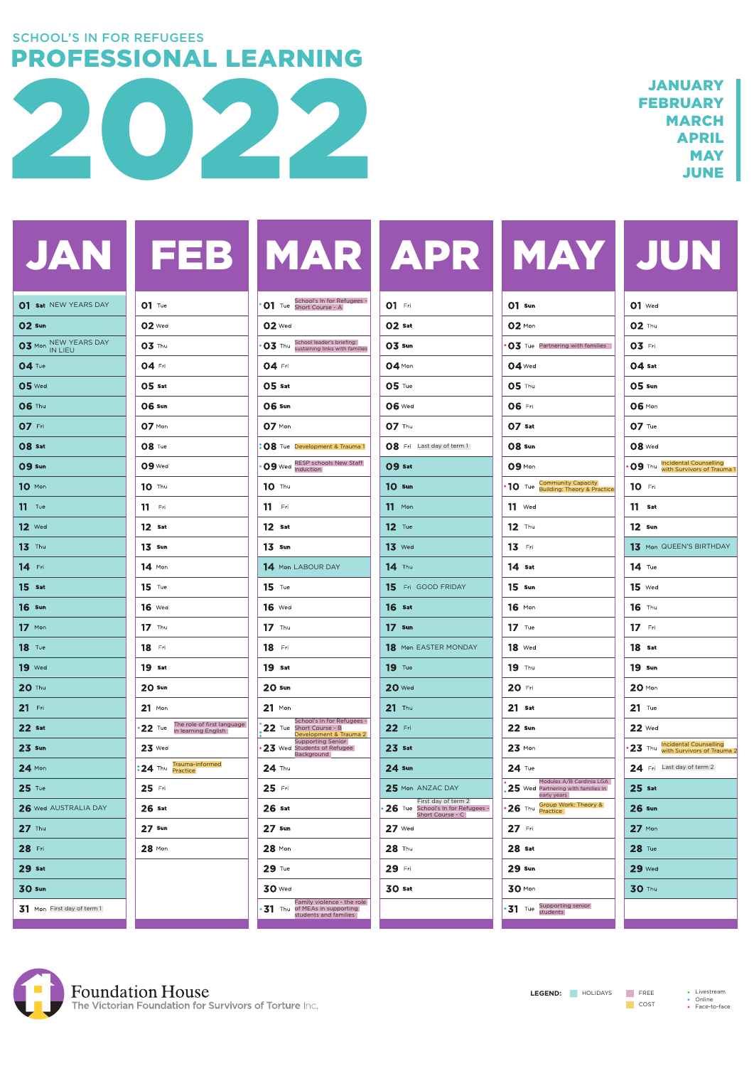SCHOOL'S IN FOR REFUGEES

# PROFESSIONAL LEARNING 2022

JANUARY
FEBRUARY
MARCH
APRIL
MAY
JUNE

| JAN | FEB | MAR | APR | MAY | JUN |
|---|---|---|---|---|---|
| 01 Sat NEW YEARS DAY | 01 Tue | 01 Tue School's In for Refugees - Short Course - A | 01 Fri | 01 Sun | 01 Wed |
| 02 Sun | 02 Wed | 02 Wed | 02 Sat | 02 Mon | 02 Thu |
| 03 Mon NEW YEARS DAY IN LIEU | 03 Thu | 03 Thu School leader's briefing: sustaining links with families | 03 Sun | 03 Tue Partnering with families | 03 Fri |
| 04 Tue | 04 Fri | 04 Fri | 04 Mon | 04 Wed | 04 Sat |
| 05 Wed | 05 Sat | 05 Sat | 05 Tue | 05 Thu | 05 Sun |
| 06 Thu | 06 Sun | 06 Sun | 06 Wed | 06 Fri | 06 Mon |
| 07 Fri | 07 Mon | 07 Mon | 07 Thu | 07 Sat | 07 Tue |
| 08 Sat | 08 Tue | 08 Tue Development & Trauma 1 | 08 Fri Last day of term 1 | 08 Sun | 08 Wed |
| 09 Sun | 09 Wed | 09 Wed RESP schools New Staff Induction | 09 Sat | 09 Mon | 09 Thu Incidental Counselling with Survivors of Trauma 1 |
| 10 Mon | 10 Thu | 10 Thu | 10 Sun | 10 Tue Community Capacity Building: Theory & Practice | 10 Fri |
| 11 Tue | 11 Fri | 11 Fri | 11 Mon | 11 Wed | 11 Sat |
| 12 Wed | 12 Sat | 12 Sat | 12 Tue | 12 Thu | 12 Sun |
| 13 Thu | 13 Sun | 13 Sun | 13 Wed | 13 Fri | 13 Mon QUEEN'S BIRTHDAY |
| 14 Fri | 14 Mon | 14 Mon LABOUR DAY | 14 Thu | 14 Sat | 14 Tue |
| 15 Sat | 15 Tue | 15 Tue | 15 Fri GOOD FRIDAY | 15 Sun | 15 Wed |
| 16 Sun | 16 Wed | 16 Wed | 16 Sat | 16 Mon | 16 Thu |
| 17 Mon | 17 Thu | 17 Thu | 17 Sun | 17 Tue | 17 Fri |
| 18 Tue | 18 Fri | 18 Fri | 18 Mon EASTER MONDAY | 18 Wed | 18 Sat |
| 19 Wed | 19 Sat | 19 Sat | 19 Tue | 19 Thu | 19 Sun |
| 20 Thu | 20 Sun | 20 Sun | 20 Wed | 20 Fri | 20 Mon |
| 21 Fri | 21 Mon | 21 Mon | 21 Thu | 21 Sat | 21 Tue |
| 22 Sat | 22 Tue The role of first language in learning English | 22 Tue School's In for Refugees - Short Course - B Development & Trauma 2 | 22 Fri | 22 Sun | 22 Wed |
| 23 Sun | 23 Wed | 23 Wed Supporting Senior Students of Refugee Background | 23 Sat | 23 Mon | 23 Thu Incidental Counselling with Survivors of Trauma 2 |
| 24 Mon | 24 Thu Trauma-informed Practice | 24 Thu | 24 Sun | 24 Tue | 24 Fri Last day of term 2 |
| 25 Tue | 25 Fri | 25 Fri | 25 Mon ANZAC DAY | 25 Wed Modules A/B Cardinia LGA Partnering with families in early years | 25 Sat |
| 26 Wed AUSTRALIA DAY | 26 Sat | 26 Sat | 26 Tue First day of term 2 School's In for Refugees - Short Course - C | 26 Thu Group Work: Theory & Practice | 26 Sun |
| 27 Thu | 27 Sun | 27 Sun | 27 Wed | 27 Fri | 27 Mon |
| 28 Fri | 28 Mon | 28 Mon | 28 Thu | 28 Sat | 28 Tue |
| 29 Sat | | 29 Tue | 29 Fri | 29 Sun | 29 Wed |
| 30 Sun | | 30 Wed | 30 Sat | 30 Mon | 30 Thu |
| 31 Mon First day of term 1 | | 31 Thu Family violence - the role of MEAs in supporting students and families | | 31 Tue Supporting senior students | |

Foundation House
The Victorian Foundation for Survivors of Torture Inc.

LEGEND: HOLIDAYS · FREE · COST · Livestream · Online · Face-to-face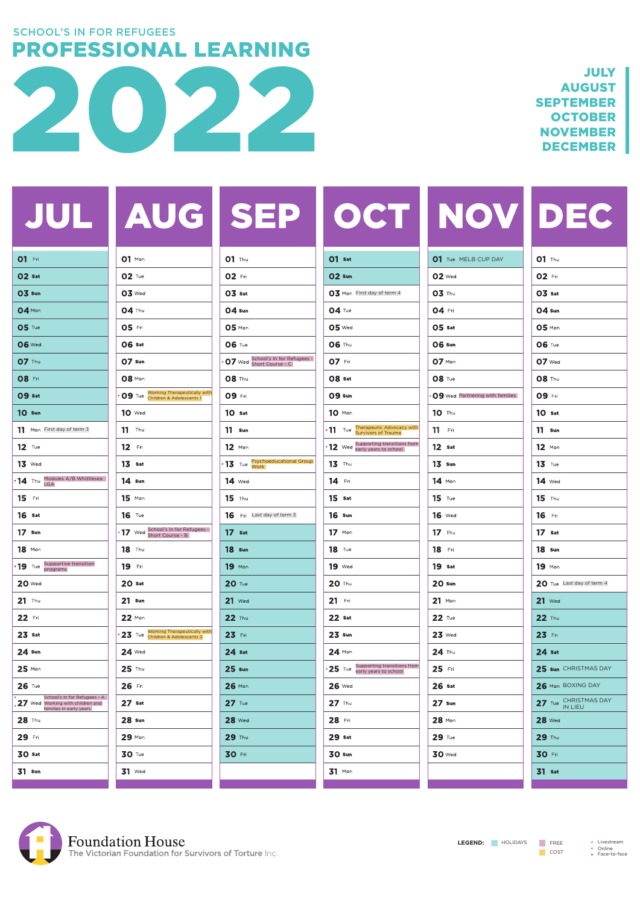SCHOOL'S IN FOR REFUGEES

# PROFESSIONAL LEARNING 2022

JULY
AUGUST
SEPTEMBER
OCTOBER
NOVEMBER
DECEMBER

| JUL | AUG | SEP | OCT | NOV | DEC |
|---|---|---|---|---|---|
| 01 Fri | 01 Mon | 01 Thu | 01 Sat | 01 Tue MELB CUP DAY | 01 Thu |
| 02 Sat | 02 Tue | 02 Fri | 02 Sun | 02 Wed | 02 Fri |
| 03 Sun | 03 Wed | 03 Sat | 03 Mon First day of term 4 | 03 Thu | 03 Sat |
| 04 Mon | 04 Thu | 04 Sun | 04 Tue | 04 Fri | 04 Sun |
| 05 Tue | 05 Fri | 05 Mon | 05 Wed | 05 Sat | 05 Mon |
| 06 Wed | 06 Sat | 06 Tue | 06 Thu | 06 Sun | 06 Tue |
| 07 Thu | 07 Sun | 07 Wed School's In for Refugees - Short Course - C | 07 Fri | 07 Mon | 07 Wed |
| 08 Fri | 08 Mon | 08 Thu | 08 Sat | 08 Tue | 08 Thu |
| 09 Sat | 09 Tue Working Therapeutically with Children & Adolescents 1 | 09 Fri | 09 Sun | 09 Wed Partnering with families | 09 Fri |
| 10 Sun | 10 Wed | 10 Sat | 10 Mon | 10 Thu | 10 Sat |
| 11 Mon First day of term 3 | 11 Thu | 11 Sun | 11 Tue Therapeutic Advocacy with Survivors of Trauma | 11 Fri | 11 Sun |
| 12 Tue | 12 Fri | 12 Mon | 12 Wed Supporting transitions from early years to school | 12 Sat | 12 Mon |
| 13 Wed | 13 Sat | 13 Tue Psychoeducational Group Work | 13 Thu | 13 Sun | 13 Tue |
| 14 Thu Modules A/B Whittlesea LGA | 14 Sun | 14 Wed | 14 Fri | 14 Mon | 14 Wed |
| 15 Fri | 15 Mon | 15 Thu | 15 Sat | 15 Tue | 15 Thu |
| 16 Sat | 16 Tue | 16 Fri Last day of term 3 | 16 Sun | 16 Wed | 16 Fri |
| 17 Sun | 17 Wed School's In for Refugees - Short Course - B | 17 Sat | 17 Mon | 17 Thu | 17 Sat |
| 18 Mon | 18 Thu | 18 Sun | 18 Tue | 18 Fri | 18 Sun |
| 19 Tue Supportive transition programs | 19 Fri | 19 Mon | 19 Wed | 19 Sat | 19 Mon |
| 20 Wed | 20 Sat | 20 Tue | 20 Thu | 20 Sun | 20 Tue Last day of term 4 |
| 21 Thu | 21 Sun | 21 Wed | 21 Fri | 21 Mon | 21 Wed |
| 22 Fri | 22 Mon | 22 Thu | 22 Sat | 22 Tue | 22 Thu |
| 23 Sat | 23 Tue Working Therapeutically with Children & Adolescents 2 | 23 Fri | 23 Sun | 23 Wed | 23 Fri |
| 24 Sun | 24 Wed | 24 Sat | 24 Mon | 24 Thu | 24 Sat |
| 25 Mon | 25 Thu | 25 Sun | 25 Tue Supporting transitions from early years to school | 25 Fri | 25 Sun CHRISTMAS DAY |
| 26 Tue | 26 Fri | 26 Mon | 26 Wed | 26 Sat | 26 Mon BOXING DAY |
| 27 Wed School's In for Refugees - A; Working with children and families in early years | 27 Sat | 27 Tue | 27 Thu | 27 Sun | 27 Tue CHRISTMAS DAY IN LIEU |
| 28 Thu | 28 Sun | 28 Wed | 28 Fri | 28 Mon | 28 Wed |
| 29 Fri | 29 Mon | 29 Thu | 29 Sat | 29 Tue | 29 Thu |
| 30 Sat | 30 Tue | 30 Fri | 30 Sun | 30 Wed | 30 Fri |
| 31 Sun | 31 Wed | | 31 Mon | | 31 Sat |

Foundation House
The Victorian Foundation for Survivors of Torture Inc.

LEGEND: HOLIDAYS · FREE · COST · Livestream · Online · Face-to-face